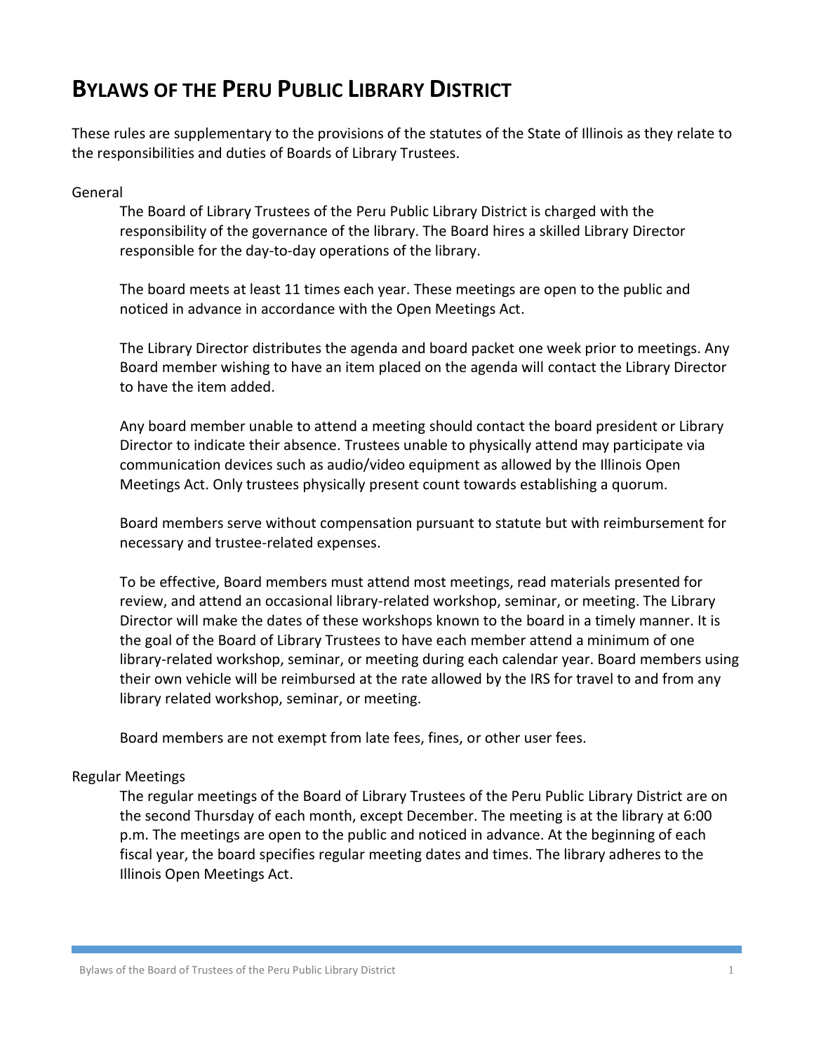# BYLAWS OF THE PERU PUBLIC LIBRARY DISTRICT

These rules are supplementary to the provisions of the statutes of the State of Illinois as they relate to the responsibilities and duties of Boards of Library Trustees.

## General

The Board of Library Trustees of the Peru Public Library District is charged with the responsibility of the governance of the library. The Board hires a skilled Library Director responsible for the day-to-day operations of the library.

The board meets at least 11 times each year. These meetings are open to the public and noticed in advance in accordance with the Open Meetings Act.

The Library Director distributes the agenda and board packet one week prior to meetings. Any Board member wishing to have an item placed on the agenda will contact the Library Director to have the item added.

Any board member unable to attend a meeting should contact the board president or Library Director to indicate their absence. Trustees unable to physically attend may participate via communication devices such as audio/video equipment as allowed by the Illinois Open Meetings Act. Only trustees physically present count towards establishing a quorum.

Board members serve without compensation pursuant to statute but with reimbursement for necessary and trustee-related expenses.

To be effective, Board members must attend most meetings, read materials presented for review, and attend an occasional library-related workshop, seminar, or meeting. The Library Director will make the dates of these workshops known to the board in a timely manner. It is the goal of the Board of Library Trustees to have each member attend a minimum of one library-related workshop, seminar, or meeting during each calendar year. Board members using their own vehicle will be reimbursed at the rate allowed by the IRS for travel to and from any library related workshop, seminar, or meeting.

Board members are not exempt from late fees, fines, or other user fees.

## Regular Meetings

The regular meetings of the Board of Library Trustees of the Peru Public Library District are on the second Thursday of each month, except December. The meeting is at the library at 6:00 p.m. The meetings are open to the public and noticed in advance. At the beginning of each fiscal year, the board specifies regular meeting dates and times. The library adheres to the Illinois Open Meetings Act.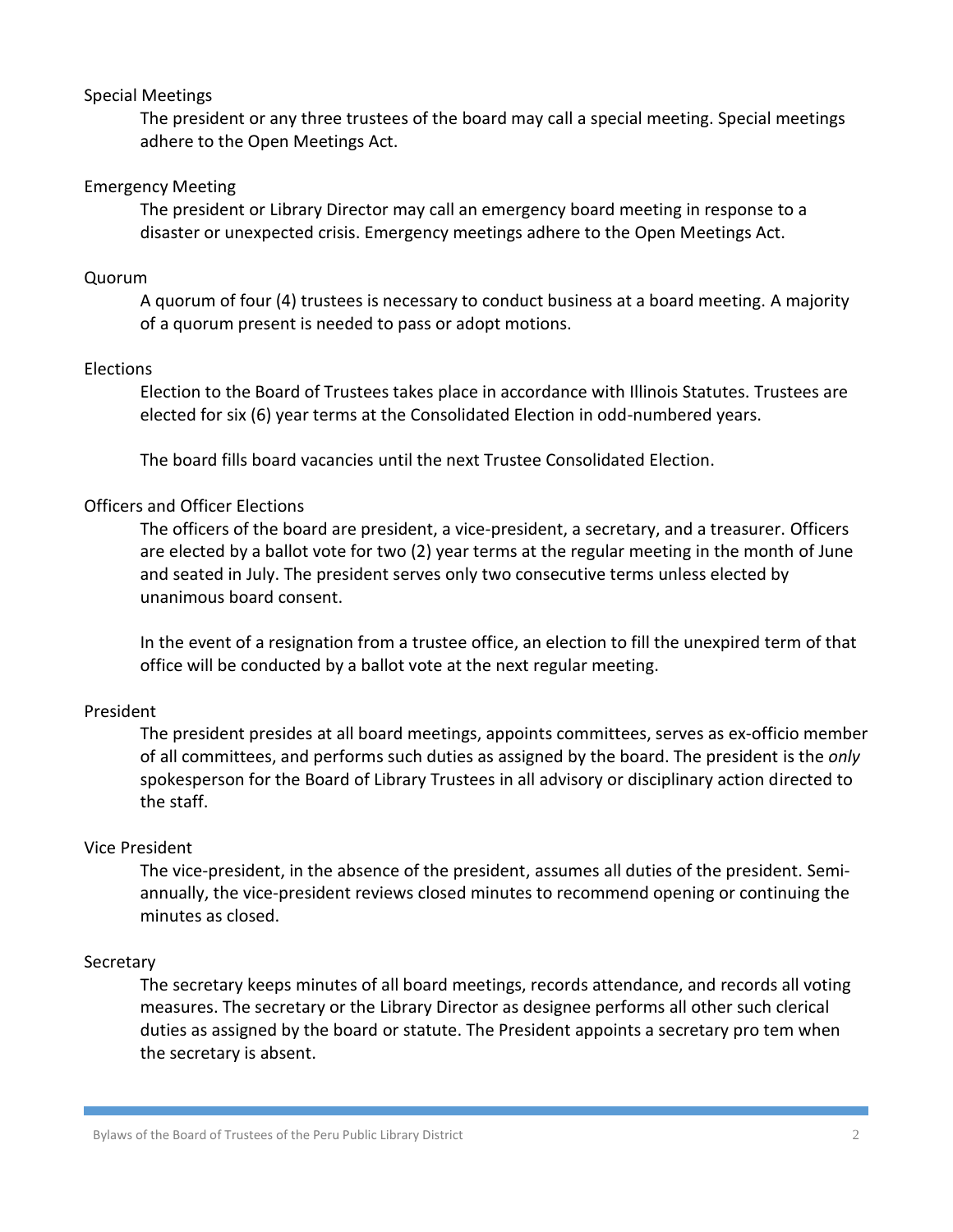### Special Meetings

The president or any three trustees of the board may call a special meeting. Special meetings adhere to the Open Meetings Act.

### Emergency Meeting

The president or Library Director may call an emergency board meeting in response to a disaster or unexpected crisis. Emergency meetings adhere to the Open Meetings Act.

### Quorum

A quorum of four (4) trustees is necessary to conduct business at a board meeting. A majority of a quorum present is needed to pass or adopt motions.

### Elections

Election to the Board of Trustees takes place in accordance with Illinois Statutes. Trustees are elected for six (6) year terms at the Consolidated Election in odd-numbered years.

The board fills board vacancies until the next Trustee Consolidated Election.

### Officers and Officer Elections

The officers of the board are president, a vice-president, a secretary, and a treasurer. Officers are elected by a ballot vote for two (2) year terms at the regular meeting in the month of June and seated in July. The president serves only two consecutive terms unless elected by unanimous board consent.

In the event of a resignation from a trustee office, an election to fill the unexpired term of that office will be conducted by a ballot vote at the next regular meeting.

### President

The president presides at all board meetings, appoints committees, serves as ex-officio member of all committees, and performs such duties as assigned by the board. The president is the *only* spokesperson for the Board of Library Trustees in all advisory or disciplinary action directed to the staff.

### Vice President

The vice-president, in the absence of the president, assumes all duties of the president. Semi-annually, the vice-president reviews closed minutes to recommend opening or continuing the minutes as closed.

### Secretary

The secretary keeps minutes of all board meetings, records attendance, and records all voting measures. The secretary or the Library Director as designee performs all other such clerical duties as assigned by the board or statute. The President appoints a secretary pro tem when the secretary is absent.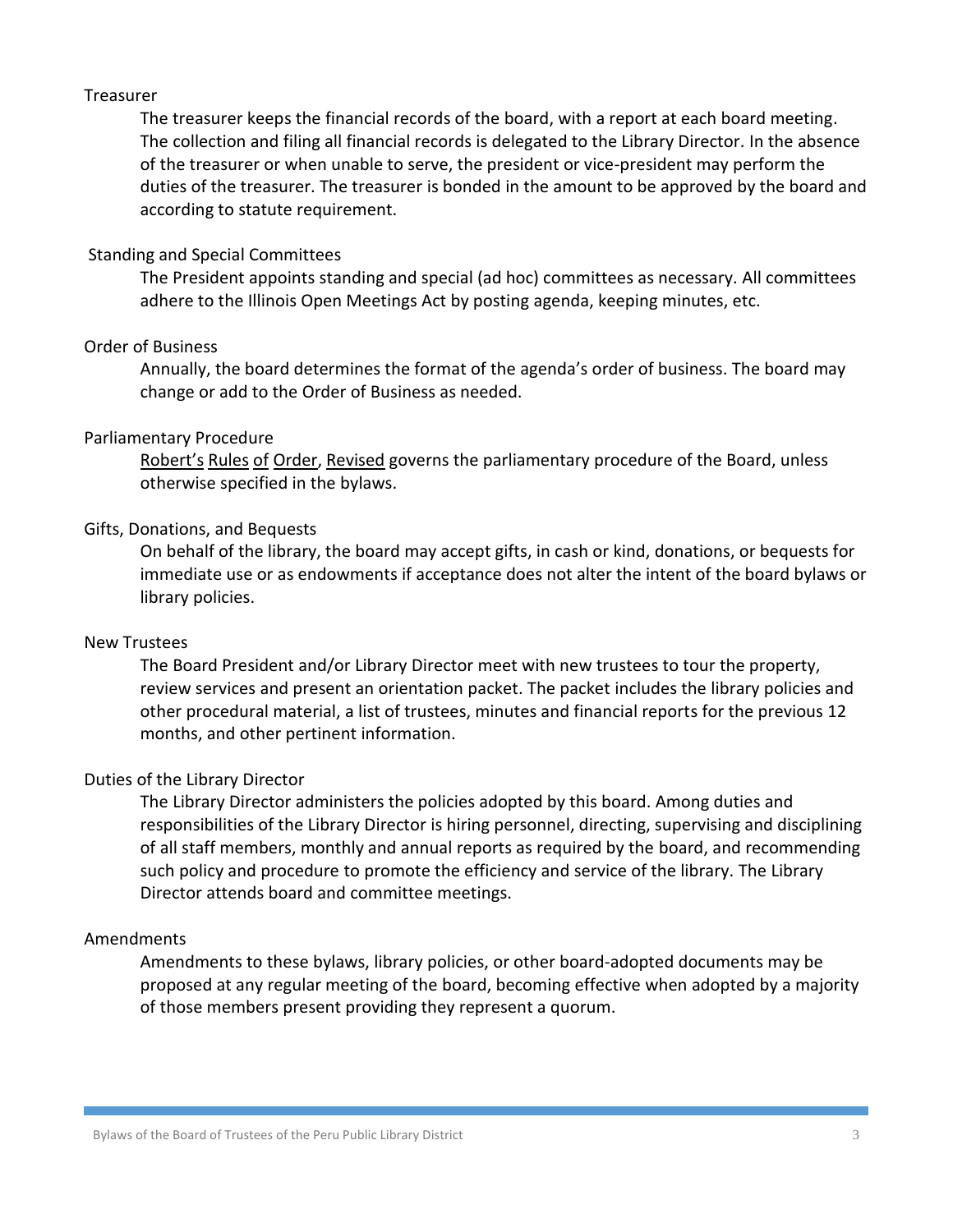## Treasurer

The treasurer keeps the financial records of the board, with a report at each board meeting. The collection and filing all financial records is delegated to the Library Director. In the absence of the treasurer or when unable to serve, the president or vice-president may perform the duties of the treasurer. The treasurer is bonded in the amount to be approved by the board and according to statute requirement.

## Standing and Special Committees

The President appoints standing and special (ad hoc) committees as necessary. All committees adhere to the Illinois Open Meetings Act by posting agenda, keeping minutes, etc.

## Order of Business

Annually, the board determines the format of the agenda's order of business. The board may change or add to the Order of Business as needed.

## Parliamentary Procedure

Robert's Rules of Order, Revised governs the parliamentary procedure of the Board, unless otherwise specified in the bylaws.

## Gifts, Donations, and Bequests

On behalf of the library, the board may accept gifts, in cash or kind, donations, or bequests for immediate use or as endowments if acceptance does not alter the intent of the board bylaws or library policies.

## New Trustees

The Board President and/or Library Director meet with new trustees to tour the property, review services and present an orientation packet. The packet includes the library policies and other procedural material, a list of trustees, minutes and financial reports for the previous 12 months, and other pertinent information.

## Duties of the Library Director

The Library Director administers the policies adopted by this board. Among duties and responsibilities of the Library Director is hiring personnel, directing, supervising and disciplining of all staff members, monthly and annual reports as required by the board, and recommending such policy and procedure to promote the efficiency and service of the library. The Library Director attends board and committee meetings.

## Amendments

Amendments to these bylaws, library policies, or other board-adopted documents may be proposed at any regular meeting of the board, becoming effective when adopted by a majority of those members present providing they represent a quorum.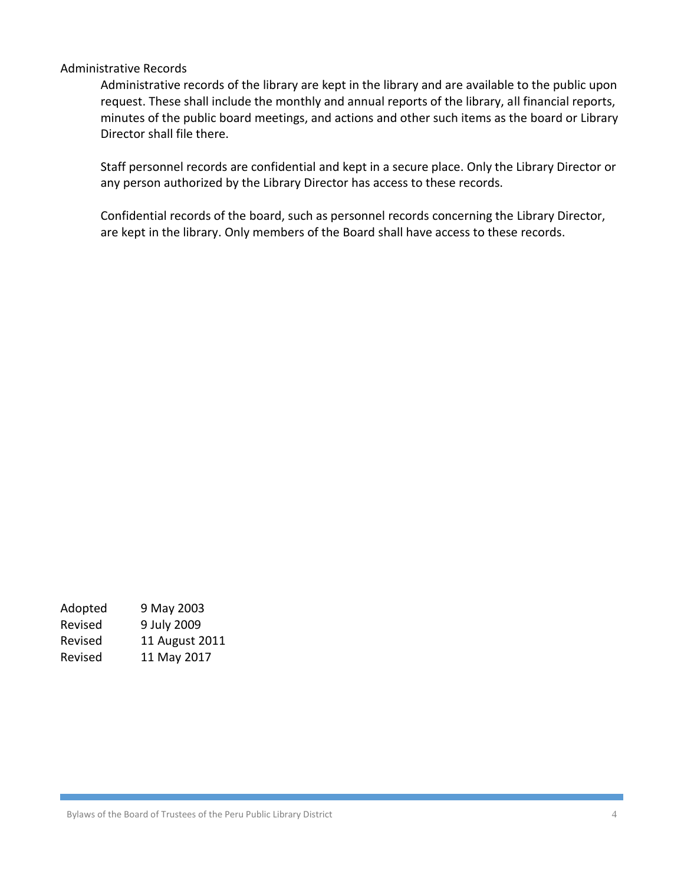## Administrative Records

Administrative records of the library are kept in the library and are available to the public upon request. These shall include the monthly and annual reports of the library, all financial reports, minutes of the public board meetings, and actions and other such items as the board or Library Director shall file there.

Staff personnel records are confidential and kept in a secure place. Only the Library Director or any person authorized by the Library Director has access to these records.

Confidential records of the board, such as personnel records concerning the Library Director, are kept in the library. Only members of the Board shall have access to these records.

| | |
|---|---|
| Adopted | 9 May 2003 |
| Revised | 9 July 2009 |
| Revised | 11 August 2011 |
| Revised | 11 May 2017 |